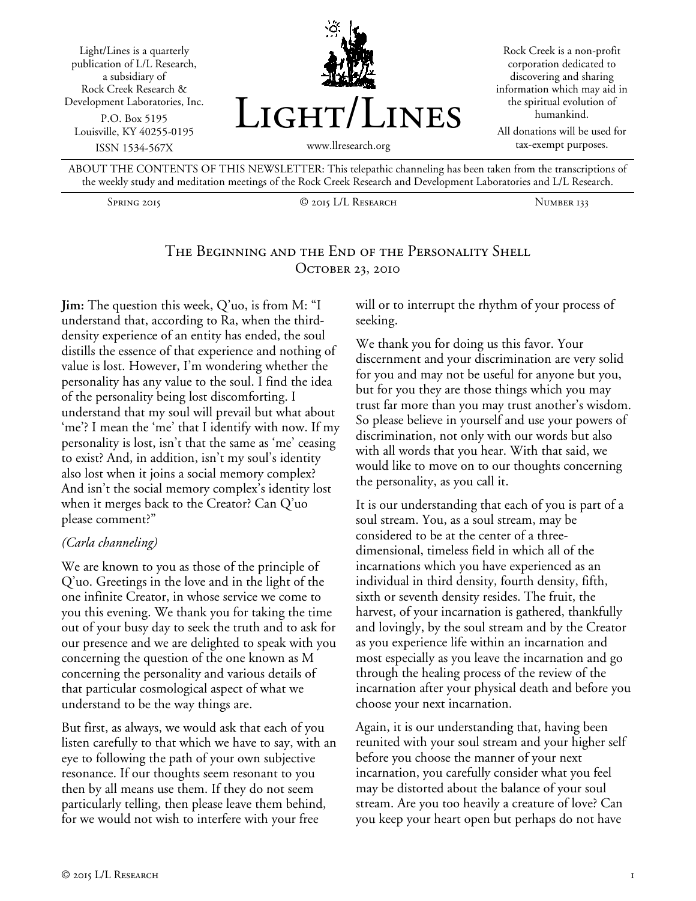Light/Lines is a quarterly publication of L/L Research, a subsidiary of Rock Creek Research & Development Laboratories, Inc.

P.O. Box 5195
Louisville, KY 40255-0195
ISSN 1534-567X

# Light/Lines

www.llresearch.org

Rock Creek is a non-profit corporation dedicated to discovering and sharing information which may aid in the spiritual evolution of humankind.

All donations will be used for tax-exempt purposes.

ABOUT THE CONTENTS OF THIS NEWSLETTER: This telepathic channeling has been taken from the transcriptions of the weekly study and meditation meetings of the Rock Creek Research and Development Laboratories and L/L Research.

Spring 2015 | © 2015 L/L Research | Number 133

## The Beginning and the End of the Personality Shell
### October 23, 2010

**Jim:** The question this week, Q'uo, is from M: "I understand that, according to Ra, when the third-density experience of an entity has ended, the soul distills the essence of that experience and nothing of value is lost. However, I'm wondering whether the personality has any value to the soul. I find the idea of the personality being lost discomforting. I understand that my soul will prevail but what about 'me'? I mean the 'me' that I identify with now. If my personality is lost, isn't that the same as 'me' ceasing to exist? And, in addition, isn't my soul's identity also lost when it joins a social memory complex? And isn't the social memory complex's identity lost when it merges back to the Creator? Can Q'uo please comment?"

*(Carla channeling)*

We are known to you as those of the principle of Q'uo. Greetings in the love and in the light of the one infinite Creator, in whose service we come to you this evening. We thank you for taking the time out of your busy day to seek the truth and to ask for our presence and we are delighted to speak with you concerning the question of the one known as M concerning the personality and various details of that particular cosmological aspect of what we understand to be the way things are.

But first, as always, we would ask that each of you listen carefully to that which we have to say, with an eye to following the path of your own subjective resonance. If our thoughts seem resonant to you then by all means use them. If they do not seem particularly telling, then please leave them behind, for we would not wish to interfere with your free will or to interrupt the rhythm of your process of seeking.

We thank you for doing us this favor. Your discernment and your discrimination are very solid for you and may not be useful for anyone but you, but for you they are those things which you may trust far more than you may trust another's wisdom. So please believe in yourself and use your powers of discrimination, not only with our words but also with all words that you hear. With that said, we would like to move on to our thoughts concerning the personality, as you call it.

It is our understanding that each of you is part of a soul stream. You, as a soul stream, may be considered to be at the center of a three-dimensional, timeless field in which all of the incarnations which you have experienced as an individual in third density, fourth density, fifth, sixth or seventh density resides. The fruit, the harvest, of your incarnation is gathered, thankfully and lovingly, by the soul stream and by the Creator as you experience life within an incarnation and most especially as you leave the incarnation and go through the healing process of the review of the incarnation after your physical death and before you choose your next incarnation.

Again, it is our understanding that, having been reunited with your soul stream and your higher self before you choose the manner of your next incarnation, you carefully consider what you feel may be distorted about the balance of your soul stream. Are you too heavily a creature of love? Can you keep your heart open but perhaps do not have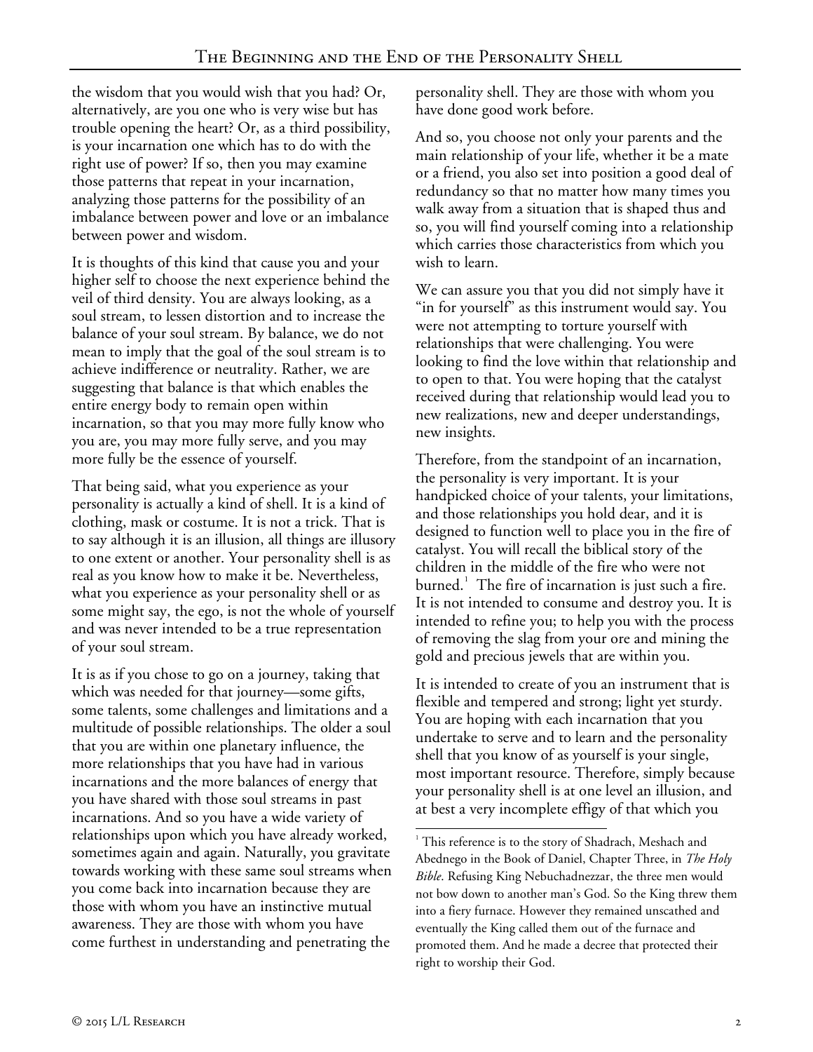the wisdom that you would wish that you had? Or, alternatively, are you one who is very wise but has trouble opening the heart? Or, as a third possibility, is your incarnation one which has to do with the right use of power? If so, then you may examine those patterns that repeat in your incarnation, analyzing those patterns for the possibility of an imbalance between power and love or an imbalance between power and wisdom.

It is thoughts of this kind that cause you and your higher self to choose the next experience behind the veil of third density. You are always looking, as a soul stream, to lessen distortion and to increase the balance of your soul stream. By balance, we do not mean to imply that the goal of the soul stream is to achieve indifference or neutrality. Rather, we are suggesting that balance is that which enables the entire energy body to remain open within incarnation, so that you may more fully know who you are, you may more fully serve, and you may more fully be the essence of yourself.

That being said, what you experience as your personality is actually a kind of shell. It is a kind of clothing, mask or costume. It is not a trick. That is to say although it is an illusion, all things are illusory to one extent or another. Your personality shell is as real as you know how to make it be. Nevertheless, what you experience as your personality shell or as some might say, the ego, is not the whole of yourself and was never intended to be a true representation of your soul stream.

It is as if you chose to go on a journey, taking that which was needed for that journey—some gifts, some talents, some challenges and limitations and a multitude of possible relationships. The older a soul that you are within one planetary influence, the more relationships that you have had in various incarnations and the more balances of energy that you have shared with those soul streams in past incarnations. And so you have a wide variety of relationships upon which you have already worked, sometimes again and again. Naturally, you gravitate towards working with these same soul streams when you come back into incarnation because they are those with whom you have an instinctive mutual awareness. They are those with whom you have come furthest in understanding and penetrating the personality shell. They are those with whom you have done good work before.

And so, you choose not only your parents and the main relationship of your life, whether it be a mate or a friend, you also set into position a good deal of redundancy so that no matter how many times you walk away from a situation that is shaped thus and so, you will find yourself coming into a relationship which carries those characteristics from which you wish to learn.

We can assure you that you did not simply have it "in for yourself" as this instrument would say. You were not attempting to torture yourself with relationships that were challenging. You were looking to find the love within that relationship and to open to that. You were hoping that the catalyst received during that relationship would lead you to new realizations, new and deeper understandings, new insights.

Therefore, from the standpoint of an incarnation, the personality is very important. It is your handpicked choice of your talents, your limitations, and those relationships you hold dear, and it is designed to function well to place you in the fire of catalyst. You will recall the biblical story of the children in the middle of the fire who were not burned.[1] The fire of incarnation is just such a fire. It is not intended to consume and destroy you. It is intended to refine you; to help you with the process of removing the slag from your ore and mining the gold and precious jewels that are within you.

It is intended to create of you an instrument that is flexible and tempered and strong; light yet sturdy. You are hoping with each incarnation that you undertake to serve and to learn and the personality shell that you know of as yourself is your single, most important resource. Therefore, simply because your personality shell is at one level an illusion, and at best a very incomplete effigy of that which you

---

[1] This reference is to the story of Shadrach, Meshach and Abednego in the Book of Daniel, Chapter Three, in *The Holy Bible*. Refusing King Nebuchadnezzar, the three men would not bow down to another man's God. So the King threw them into a fiery furnace. However they remained unscathed and eventually the King called them out of the furnace and promoted them. And he made a decree that protected their right to worship their God.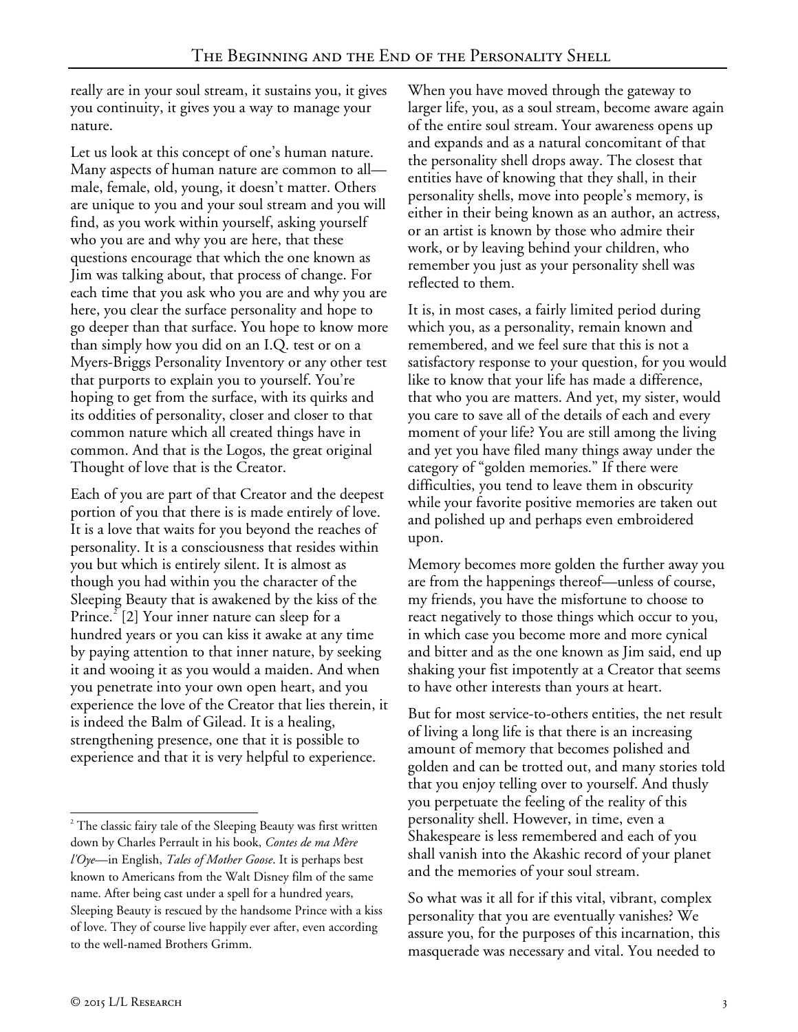really are in your soul stream, it sustains you, it gives you continuity, it gives you a way to manage your nature.

Let us look at this concept of one's human nature. Many aspects of human nature are common to all—male, female, old, young, it doesn't matter. Others are unique to you and your soul stream and you will find, as you work within yourself, asking yourself who you are and why you are here, that these questions encourage that which the one known as Jim was talking about, that process of change. For each time that you ask who you are and why you are here, you clear the surface personality and hope to go deeper than that surface. You hope to know more than simply how you did on an I.Q. test or on a Myers-Briggs Personality Inventory or any other test that purports to explain you to yourself. You're hoping to get from the surface, with its quirks and its oddities of personality, closer and closer to that common nature which all created things have in common. And that is the Logos, the great original Thought of love that is the Creator.

Each of you are part of that Creator and the deepest portion of you that there is is made entirely of love. It is a love that waits for you beyond the reaches of personality. It is a consciousness that resides within you but which is entirely silent. It is almost as though you had within you the character of the Sleeping Beauty that is awakened by the kiss of the Prince.[2] [2] Your inner nature can sleep for a hundred years or you can kiss it awake at any time by paying attention to that inner nature, by seeking it and wooing it as you would a maiden. And when you penetrate into your own open heart, and you experience the love of the Creator that lies therein, it is indeed the Balm of Gilead. It is a healing, strengthening presence, one that it is possible to experience and that it is very helpful to experience.

When you have moved through the gateway to larger life, you, as a soul stream, become aware again of the entire soul stream. Your awareness opens up and expands and as a natural concomitant of that the personality shell drops away. The closest that entities have of knowing that they shall, in their personality shells, move into people's memory, is either in their being known as an author, an actress, or an artist is known by those who admire their work, or by leaving behind your children, who remember you just as your personality shell was reflected to them.

It is, in most cases, a fairly limited period during which you, as a personality, remain known and remembered, and we feel sure that this is not a satisfactory response to your question, for you would like to know that your life has made a difference, that who you are matters. And yet, my sister, would you care to save all of the details of each and every moment of your life? You are still among the living and yet you have filed many things away under the category of "golden memories." If there were difficulties, you tend to leave them in obscurity while your favorite positive memories are taken out and polished up and perhaps even embroidered upon.

Memory becomes more golden the further away you are from the happenings thereof—unless of course, my friends, you have the misfortune to choose to react negatively to those things which occur to you, in which case you become more and more cynical and bitter and as the one known as Jim said, end up shaking your fist impotently at a Creator that seems to have other interests than yours at heart.

But for most service-to-others entities, the net result of living a long life is that there is an increasing amount of memory that becomes polished and golden and can be trotted out, and many stories told that you enjoy telling over to yourself. And thusly you perpetuate the feeling of the reality of this personality shell. However, in time, even a Shakespeare is less remembered and each of you shall vanish into the Akashic record of your planet and the memories of your soul stream.

So what was it all for if this vital, vibrant, complex personality that you are eventually vanishes? We assure you, for the purposes of this incarnation, this masquerade was necessary and vital. You needed to

---

[2] The classic fairy tale of the Sleeping Beauty was first written down by Charles Perrault in his book, *Contes de ma Mère l'Oye*—in English, *Tales of Mother Goose*. It is perhaps best known to Americans from the Walt Disney film of the same name. After being cast under a spell for a hundred years, Sleeping Beauty is rescued by the handsome Prince with a kiss of love. They of course live happily ever after, even according to the well-named Brothers Grimm.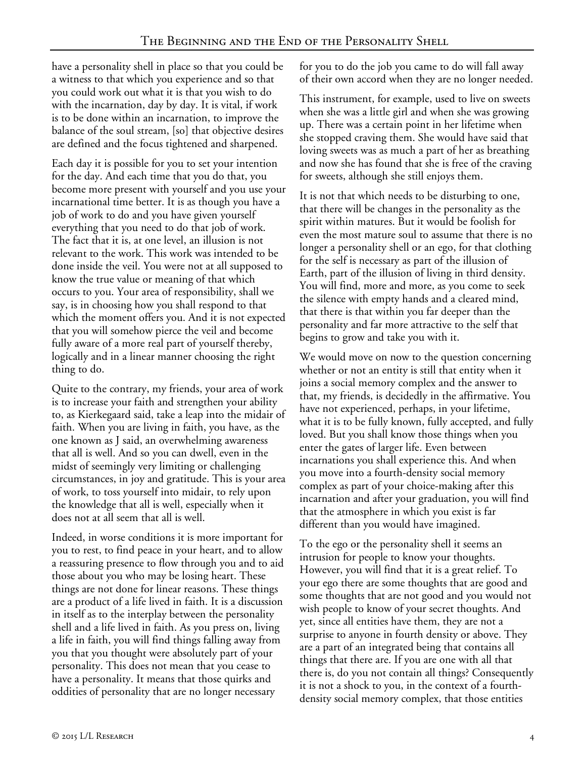have a personality shell in place so that you could be a witness to that which you experience and so that you could work out what it is that you wish to do with the incarnation, day by day. It is vital, if work is to be done within an incarnation, to improve the balance of the soul stream, [so] that objective desires are defined and the focus tightened and sharpened.

Each day it is possible for you to set your intention for the day. And each time that you do that, you become more present with yourself and you use your incarnational time better. It is as though you have a job of work to do and you have given yourself everything that you need to do that job of work. The fact that it is, at one level, an illusion is not relevant to the work. This work was intended to be done inside the veil. You were not at all supposed to know the true value or meaning of that which occurs to you. Your area of responsibility, shall we say, is in choosing how you shall respond to that which the moment offers you. And it is not expected that you will somehow pierce the veil and become fully aware of a more real part of yourself thereby, logically and in a linear manner choosing the right thing to do.

Quite to the contrary, my friends, your area of work is to increase your faith and strengthen your ability to, as Kierkegaard said, take a leap into the midair of faith. When you are living in faith, you have, as the one known as J said, an overwhelming awareness that all is well. And so you can dwell, even in the midst of seemingly very limiting or challenging circumstances, in joy and gratitude. This is your area of work, to toss yourself into midair, to rely upon the knowledge that all is well, especially when it does not at all seem that all is well.

Indeed, in worse conditions it is more important for you to rest, to find peace in your heart, and to allow a reassuring presence to flow through you and to aid those about you who may be losing heart. These things are not done for linear reasons. These things are a product of a life lived in faith. It is a discussion in itself as to the interplay between the personality shell and a life lived in faith. As you press on, living a life in faith, you will find things falling away from you that you thought were absolutely part of your personality. This does not mean that you cease to have a personality. It means that those quirks and oddities of personality that are no longer necessary for you to do the job you came to do will fall away of their own accord when they are no longer needed.

This instrument, for example, used to live on sweets when she was a little girl and when she was growing up. There was a certain point in her lifetime when she stopped craving them. She would have said that loving sweets was as much a part of her as breathing and now she has found that she is free of the craving for sweets, although she still enjoys them.

It is not that which needs to be disturbing to one, that there will be changes in the personality as the spirit within matures. But it would be foolish for even the most mature soul to assume that there is no longer a personality shell or an ego, for that clothing for the self is necessary as part of the illusion of Earth, part of the illusion of living in third density. You will find, more and more, as you come to seek the silence with empty hands and a cleared mind, that there is that within you far deeper than the personality and far more attractive to the self that begins to grow and take you with it.

We would move on now to the question concerning whether or not an entity is still that entity when it joins a social memory complex and the answer to that, my friends, is decidedly in the affirmative. You have not experienced, perhaps, in your lifetime, what it is to be fully known, fully accepted, and fully loved. But you shall know those things when you enter the gates of larger life. Even between incarnations you shall experience this. And when you move into a fourth-density social memory complex as part of your choice-making after this incarnation and after your graduation, you will find that the atmosphere in which you exist is far different than you would have imagined.

To the ego or the personality shell it seems an intrusion for people to know your thoughts. However, you will find that it is a great relief. To your ego there are some thoughts that are good and some thoughts that are not good and you would not wish people to know of your secret thoughts. And yet, since all entities have them, they are not a surprise to anyone in fourth density or above. They are a part of an integrated being that contains all things that there are. If you are one with all that there is, do you not contain all things? Consequently it is not a shock to you, in the context of a fourth-density social memory complex, that those entities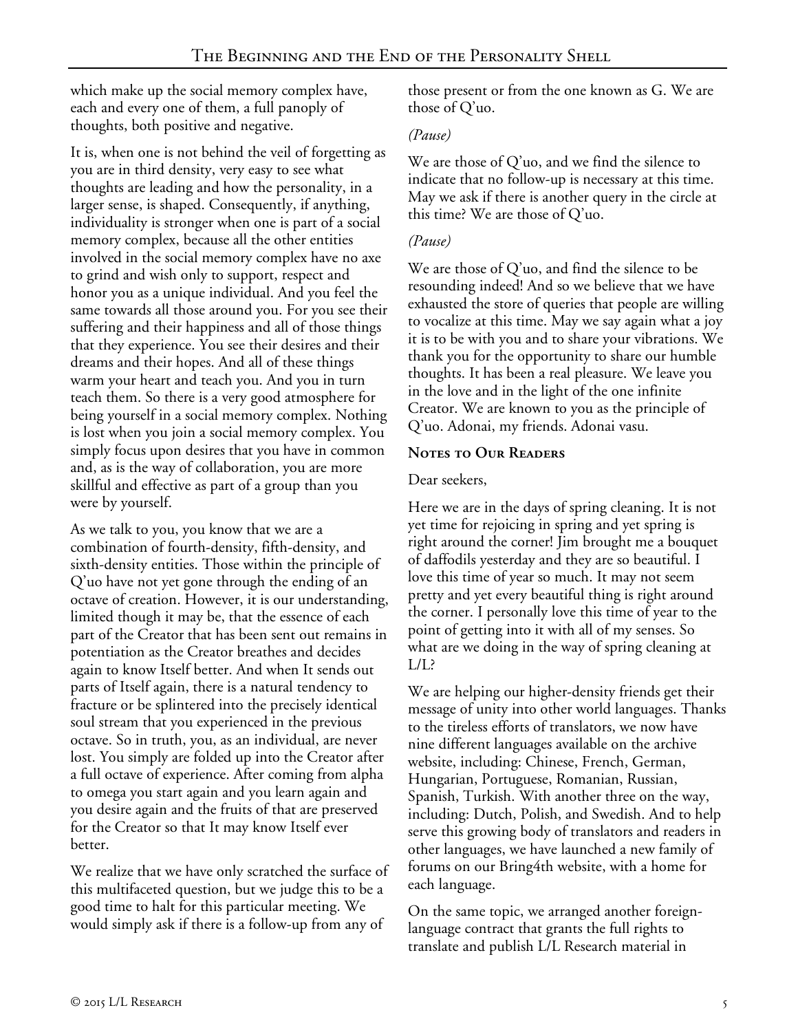which make up the social memory complex have, each and every one of them, a full panoply of thoughts, both positive and negative.

It is, when one is not behind the veil of forgetting as you are in third density, very easy to see what thoughts are leading and how the personality, in a larger sense, is shaped. Consequently, if anything, individuality is stronger when one is part of a social memory complex, because all the other entities involved in the social memory complex have no axe to grind and wish only to support, respect and honor you as a unique individual. And you feel the same towards all those around you. For you see their suffering and their happiness and all of those things that they experience. You see their desires and their dreams and their hopes. And all of these things warm your heart and teach you. And you in turn teach them. So there is a very good atmosphere for being yourself in a social memory complex. Nothing is lost when you join a social memory complex. You simply focus upon desires that you have in common and, as is the way of collaboration, you are more skillful and effective as part of a group than you were by yourself.

As we talk to you, you know that we are a combination of fourth-density, fifth-density, and sixth-density entities. Those within the principle of Q'uo have not yet gone through the ending of an octave of creation. However, it is our understanding, limited though it may be, that the essence of each part of the Creator that has been sent out remains in potentiation as the Creator breathes and decides again to know Itself better. And when It sends out parts of Itself again, there is a natural tendency to fracture or be splintered into the precisely identical soul stream that you experienced in the previous octave. So in truth, you, as an individual, are never lost. You simply are folded up into the Creator after a full octave of experience. After coming from alpha to omega you start again and you learn again and you desire again and the fruits of that are preserved for the Creator so that It may know Itself ever better.

We realize that we have only scratched the surface of this multifaceted question, but we judge this to be a good time to halt for this particular meeting. We would simply ask if there is a follow-up from any of those present or from the one known as G. We are those of Q'uo.

*(Pause)*

We are those of Q'uo, and we find the silence to indicate that no follow-up is necessary at this time. May we ask if there is another query in the circle at this time? We are those of Q'uo.

*(Pause)*

We are those of Q'uo, and find the silence to be resounding indeed! And so we believe that we have exhausted the store of queries that people are willing to vocalize at this time. May we say again what a joy it is to be with you and to share your vibrations. We thank you for the opportunity to share our humble thoughts. It has been a real pleasure. We leave you in the love and in the light of the one infinite Creator. We are known to you as the principle of Q'uo. Adonai, my friends. Adonai vasu.

## Notes to Our Readers

Dear seekers,

Here we are in the days of spring cleaning. It is not yet time for rejoicing in spring and yet spring is right around the corner! Jim brought me a bouquet of daffodils yesterday and they are so beautiful. I love this time of year so much. It may not seem pretty and yet every beautiful thing is right around the corner. I personally love this time of year to the point of getting into it with all of my senses. So what are we doing in the way of spring cleaning at L/L?

We are helping our higher-density friends get their message of unity into other world languages. Thanks to the tireless efforts of translators, we now have nine different languages available on the archive website, including: Chinese, French, German, Hungarian, Portuguese, Romanian, Russian, Spanish, Turkish. With another three on the way, including: Dutch, Polish, and Swedish. And to help serve this growing body of translators and readers in other languages, we have launched a new family of forums on our Bring4th website, with a home for each language.

On the same topic, we arranged another foreign-language contract that grants the full rights to translate and publish L/L Research material in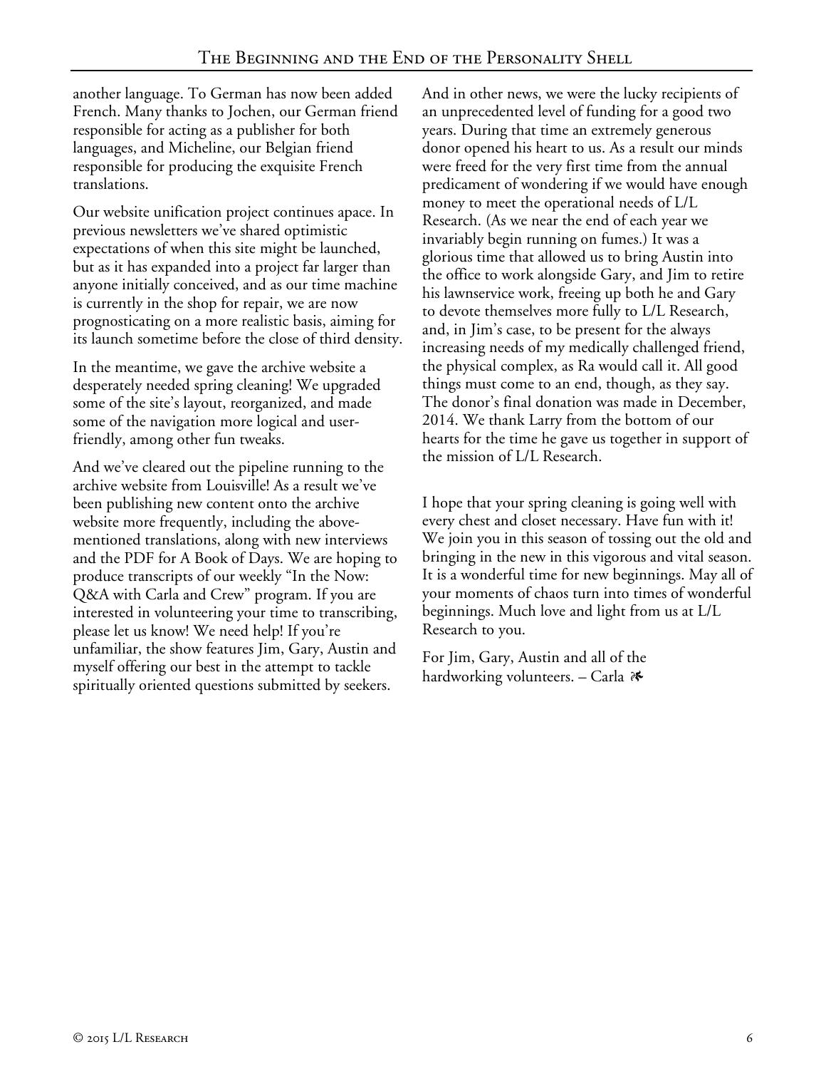another language. To German has now been added French. Many thanks to Jochen, our German friend responsible for acting as a publisher for both languages, and Micheline, our Belgian friend responsible for producing the exquisite French translations.

Our website unification project continues apace. In previous newsletters we've shared optimistic expectations of when this site might be launched, but as it has expanded into a project far larger than anyone initially conceived, and as our time machine is currently in the shop for repair, we are now prognosticating on a more realistic basis, aiming for its launch sometime before the close of third density.

In the meantime, we gave the archive website a desperately needed spring cleaning! We upgraded some of the site's layout, reorganized, and made some of the navigation more logical and user-friendly, among other fun tweaks.

And we've cleared out the pipeline running to the archive website from Louisville! As a result we've been publishing new content onto the archive website more frequently, including the above-mentioned translations, along with new interviews and the PDF for A Book of Days. We are hoping to produce transcripts of our weekly "In the Now: Q&A with Carla and Crew" program. If you are interested in volunteering your time to transcribing, please let us know! We need help! If you're unfamiliar, the show features Jim, Gary, Austin and myself offering our best in the attempt to tackle spiritually oriented questions submitted by seekers.

And in other news, we were the lucky recipients of an unprecedented level of funding for a good two years. During that time an extremely generous donor opened his heart to us. As a result our minds were freed for the very first time from the annual predicament of wondering if we would have enough money to meet the operational needs of L/L Research. (As we near the end of each year we invariably begin running on fumes.) It was a glorious time that allowed us to bring Austin into the office to work alongside Gary, and Jim to retire his lawnservice work, freeing up both he and Gary to devote themselves more fully to L/L Research, and, in Jim's case, to be present for the always increasing needs of my medically challenged friend, the physical complex, as Ra would call it. All good things must come to an end, though, as they say. The donor's final donation was made in December, 2014. We thank Larry from the bottom of our hearts for the time he gave us together in support of the mission of L/L Research.

I hope that your spring cleaning is going well with every chest and closet necessary. Have fun with it! We join you in this season of tossing out the old and bringing in the new in this vigorous and vital season. It is a wonderful time for new beginnings. May all of your moments of chaos turn into times of wonderful beginnings. Much love and light from us at L/L Research to you.

For Jim, Gary, Austin and all of the hardworking volunteers. – Carla ☙